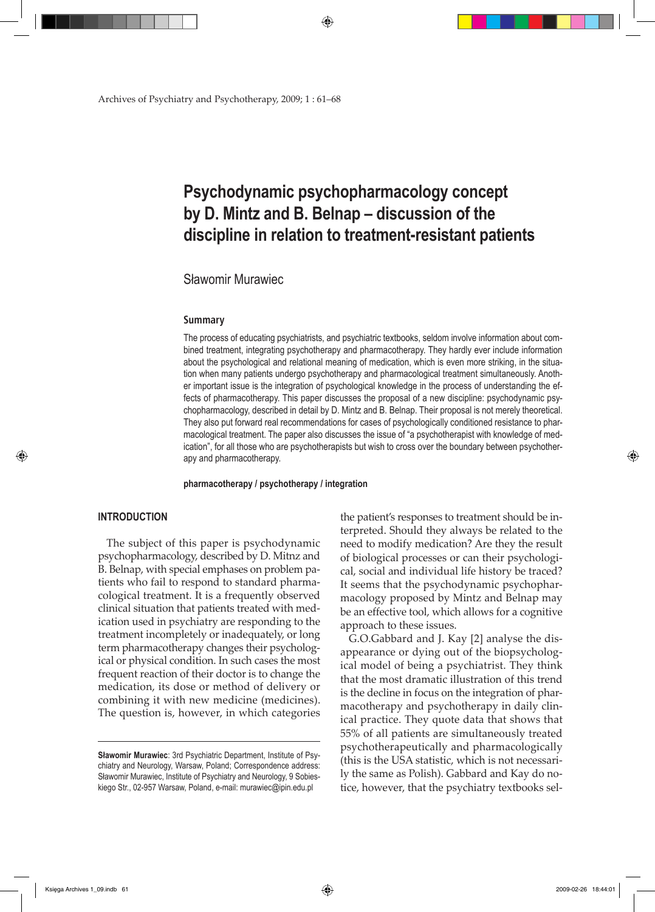# Psychodynamic psychopharmacology concept by D. Mintz and B. Belnap – discussion of the discipline in relation to treatment-resistant patients

Sławomir Murawiec

## Summary

The process of educating psychiatrists, and psychiatric textbooks, seldom involve information about combined treatment, integrating psychotherapy and pharmacotherapy. They hardly ever include information about the psychological and relational meaning of medication, which is even more striking, in the situation when many patients undergo psychotherapy and pharmacological treatment simultaneously. Another important issue is the integration of psychological knowledge in the process of understanding the effects of pharmacotherapy. This paper discusses the proposal of a new discipline: psychodynamic psychopharmacology, described in detail by D. Mintz and B. Belnap. Their proposal is not merely theoretical. They also put forward real recommendations for cases of psychologically conditioned resistance to pharmacological treatment. The paper also discusses the issue of "a psychotherapist with knowledge of medication", for all those who are psychotherapists but wish to cross over the boundary between psychotherapy and pharmacotherapy.

**pharmacotherapy / psychotherapy / integration**

## INTRODUCTION

The subject of this paper is psychodynamic psychopharmacology, described by D. Mitnz and B. Belnap, with special emphases on problem patients who fail to respond to standard pharmacological treatment. It is a frequently observed clinical situation that patients treated with medication used in psychiatry are responding to the treatment incompletely or inadequately, or long term pharmacotherapy changes their psychological or physical condition. In such cases the most frequent reaction of their doctor is to change the medication, its dose or method of delivery or combining it with new medicine (medicines). The question is, however, in which categories the patient's responses to treatment should be interpreted. Should they always be related to the need to modify medication? Are they the result of biological processes or can their psychological, social and individual life history be traced? It seems that the psychodynamic psychopharmacology proposed by Mintz and Belnap may be an effective tool, which allows for a cognitive approach to these issues.

G.O.Gabbard and J. Kay [2] analyse the disappearance or dying out of the biopsychological model of being a psychiatrist. They think that the most dramatic illustration of this trend is the decline in focus on the integration of pharmacotherapy and psychotherapy in daily clinical practice. They quote data that shows that 55% of all patients are simultaneously treated psychotherapeutically and pharmacologically (this is the USA statistic, which is not necessarily the same as Polish). Gabbard and Kay do notice, however, that the psychiatry textbooks sel-

**Sławomir Murawiec**: 3rd Psychiatric Department, Institute of Psychiatry and Neurology, Warsaw, Poland; Correspondence address: Sławomir Murawiec, Institute of Psychiatry and Neurology, 9 Sobieskiego Str., 02-957 Warsaw, Poland, e-mail: murawiec@ipin.edu.pl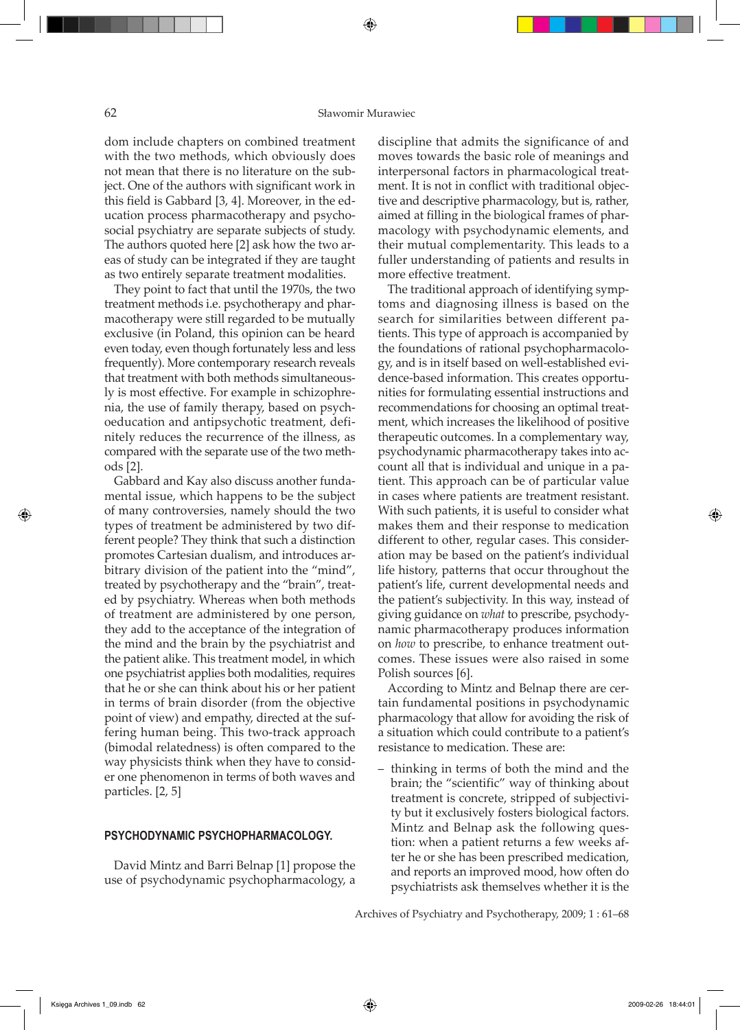dom include chapters on combined treatment with the two methods, which obviously does not mean that there is no literature on the subject. One of the authors with significant work in this field is Gabbard [3, 4]. Moreover, in the education process pharmacotherapy and psychosocial psychiatry are separate subjects of study. The authors quoted here [2] ask how the two areas of study can be integrated if they are taught as two entirely separate treatment modalities.

They point to fact that until the 1970s, the two treatment methods i.e. psychotherapy and pharmacotherapy were still regarded to be mutually exclusive (in Poland, this opinion can be heard even today, even though fortunately less and less frequently). More contemporary research reveals that treatment with both methods simultaneously is most effective. For example in schizophrenia, the use of family therapy, based on psychoeducation and antipsychotic treatment, definitely reduces the recurrence of the illness, as compared with the separate use of the two methods [2].

Gabbard and Kay also discuss another fundamental issue, which happens to be the subject of many controversies, namely should the two types of treatment be administered by two different people? They think that such a distinction promotes Cartesian dualism, and introduces arbitrary division of the patient into the "mind", treated by psychotherapy and the "brain", treated by psychiatry. Whereas when both methods of treatment are administered by one person, they add to the acceptance of the integration of the mind and the brain by the psychiatrist and the patient alike. This treatment model, in which one psychiatrist applies both modalities, requires that he or she can think about his or her patient in terms of brain disorder (from the objective point of view) and empathy, directed at the suffering human being. This two-track approach (bimodal relatedness) is often compared to the way physicists think when they have to consider one phenomenon in terms of both waves and particles. [2, 5]

## PSYCHODYNAMIC PSYCHOPHARMACOLOGY.

David Mintz and Barri Belnap [1] propose the use of psychodynamic psychopharmacology, a discipline that admits the significance of and moves towards the basic role of meanings and interpersonal factors in pharmacological treatment. It is not in conflict with traditional objective and descriptive pharmacology, but is, rather, aimed at filling in the biological frames of pharmacology with psychodynamic elements, and their mutual complementarity. This leads to a fuller understanding of patients and results in more effective treatment.

The traditional approach of identifying symptoms and diagnosing illness is based on the search for similarities between different patients. This type of approach is accompanied by the foundations of rational psychopharmacology, and is in itself based on well-established evidence-based information. This creates opportunities for formulating essential instructions and recommendations for choosing an optimal treatment, which increases the likelihood of positive therapeutic outcomes. In a complementary way, psychodynamic pharmacotherapy takes into account all that is individual and unique in a patient. This approach can be of particular value in cases where patients are treatment resistant. With such patients, it is useful to consider what makes them and their response to medication different to other, regular cases. This consideration may be based on the patient's individual life history, patterns that occur throughout the patient's life, current developmental needs and the patient's subjectivity. In this way, instead of giving guidance on *what* to prescribe, psychodynamic pharmacotherapy produces information on *how* to prescribe, to enhance treatment outcomes. These issues were also raised in some Polish sources [6].

According to Mintz and Belnap there are certain fundamental positions in psychodynamic pharmacology that allow for avoiding the risk of a situation which could contribute to a patient's resistance to medication. These are:

– thinking in terms of both the mind and the brain; the "scientific" way of thinking about treatment is concrete, stripped of subjectivity but it exclusively fosters biological factors. Mintz and Belnap ask the following question: when a patient returns a few weeks after he or she has been prescribed medication, and reports an improved mood, how often do psychiatrists ask themselves whether it is the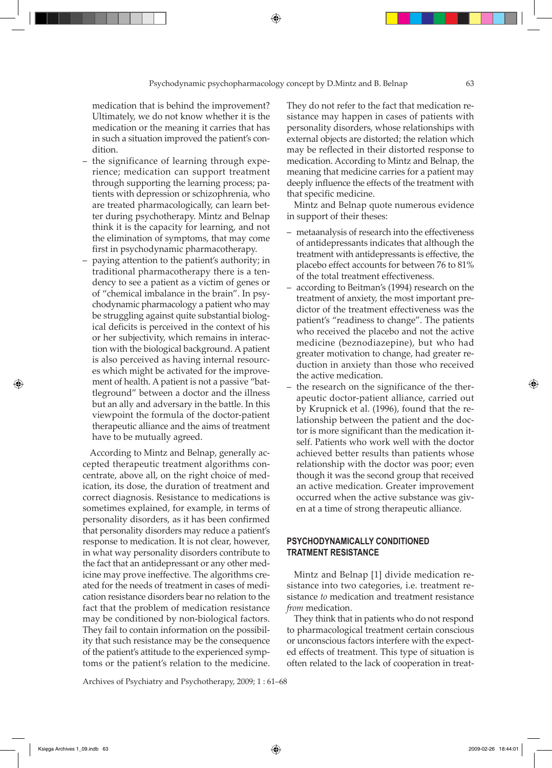medication that is behind the improvement? Ultimately, we do not know whether it is the medication or the meaning it carries that has in such a situation improved the patient's condition.

- the significance of learning through experience; medication can support treatment through supporting the learning process; patients with depression or schizophrenia, who are treated pharmacologically, can learn better during psychotherapy. Mintz and Belnap think it is the capacity for learning, and not the elimination of symptoms, that may come first in psychodynamic pharmacotherapy.
- paying attention to the patient's authority; in traditional pharmacotherapy there is a tendency to see a patient as a victim of genes or of "chemical imbalance in the brain". In psychodynamic pharmacology a patient who may be struggling against quite substantial biological deficits is perceived in the context of his or her subjectivity, which remains in interaction with the biological background. A patient is also perceived as having internal resources which might be activated for the improvement of health. A patient is not a passive "battleground" between a doctor and the illness but an ally and adversary in the battle. In this viewpoint the formula of the doctor-patient therapeutic alliance and the aims of treatment have to be mutually agreed.

According to Mintz and Belnap, generally accepted therapeutic treatment algorithms concentrate, above all, on the right choice of medication, its dose, the duration of treatment and correct diagnosis. Resistance to medications is sometimes explained, for example, in terms of personality disorders, as it has been confirmed that personality disorders may reduce a patient's response to medication. It is not clear, however, in what way personality disorders contribute to the fact that an antidepressant or any other medicine may prove ineffective. The algorithms created for the needs of treatment in cases of medication resistance disorders bear no relation to the fact that the problem of medication resistance may be conditioned by non-biological factors. They fail to contain information on the possibility that such resistance may be the consequence of the patient's attitude to the experienced symptoms or the patient's relation to the medicine. They do not refer to the fact that medication resistance may happen in cases of patients with personality disorders, whose relationships with external objects are distorted; the relation which may be reflected in their distorted response to medication. According to Mintz and Belnap, the meaning that medicine carries for a patient may deeply influence the effects of the treatment with that specific medicine.

Mintz and Belnap quote numerous evidence in support of their theses:

- metaanalysis of research into the effectiveness of antidepressants indicates that although the treatment with antidepressants is effective, the placebo effect accounts for between 76 to 81% of the total treatment effectiveness.
- according to Beitman's (1994) research on the treatment of anxiety, the most important predictor of the treatment effectiveness was the patient's "readiness to change". The patients who received the placebo and not the active medicine (beznodiazepine), but who had greater motivation to change, had greater reduction in anxiety than those who received the active medication.
- the research on the significance of the therapeutic doctor-patient alliance, carried out by Krupnick et al. (1996), found that the relationship between the patient and the doctor is more significant than the medication itself. Patients who work well with the doctor achieved better results than patients whose relationship with the doctor was poor; even though it was the second group that received an active medication. Greater improvement occurred when the active substance was given at a time of strong therapeutic alliance.

## PSYCHODYNAMICALLY CONDITIONED TRATMENT RESISTANCE

Mintz and Belnap [1] divide medication resistance into two categories, i.e. treatment resistance *to* medication and treatment resistance *from* medication.

They think that in patients who do not respond to pharmacological treatment certain conscious or unconscious factors interfere with the expected effects of treatment. This type of situation is often related to the lack of cooperation in treat-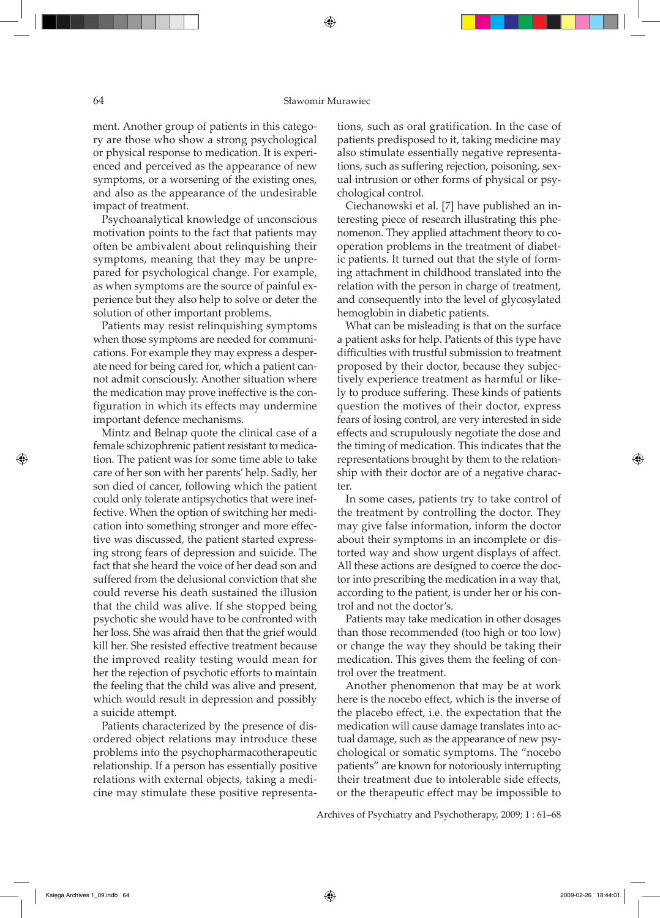ment. Another group of patients in this category are those who show a strong psychological or physical response to medication. It is experienced and perceived as the appearance of new symptoms, or a worsening of the existing ones, and also as the appearance of the undesirable impact of treatment.

Psychoanalytical knowledge of unconscious motivation points to the fact that patients may often be ambivalent about relinquishing their symptoms, meaning that they may be unprepared for psychological change. For example, as when symptoms are the source of painful experience but they also help to solve or deter the solution of other important problems.

Patients may resist relinquishing symptoms when those symptoms are needed for communications. For example they may express a desperate need for being cared for, which a patient cannot admit consciously. Another situation where the medication may prove ineffective is the configuration in which its effects may undermine important defence mechanisms.

Mintz and Belnap quote the clinical case of a female schizophrenic patient resistant to medication. The patient was for some time able to take care of her son with her parents' help. Sadly, her son died of cancer, following which the patient could only tolerate antipsychotics that were ineffective. When the option of switching her medication into something stronger and more effective was discussed, the patient started expressing strong fears of depression and suicide. The fact that she heard the voice of her dead son and suffered from the delusional conviction that she could reverse his death sustained the illusion that the child was alive. If she stopped being psychotic she would have to be confronted with her loss. She was afraid then that the grief would kill her. She resisted effective treatment because the improved reality testing would mean for her the rejection of psychotic efforts to maintain the feeling that the child was alive and present, which would result in depression and possibly a suicide attempt.

Patients characterized by the presence of disordered object relations may introduce these problems into the psychopharmacotherapeutic relationship. If a person has essentially positive relations with external objects, taking a medicine may stimulate these positive representations, such as oral gratification. In the case of patients predisposed to it, taking medicine may also stimulate essentially negative representations, such as suffering rejection, poisoning, sexual intrusion or other forms of physical or psychological control.

Ciechanowski et al. [7] have published an interesting piece of research illustrating this phenomenon. They applied attachment theory to cooperation problems in the treatment of diabetic patients. It turned out that the style of forming attachment in childhood translated into the relation with the person in charge of treatment, and consequently into the level of glycosylated hemoglobin in diabetic patients.

What can be misleading is that on the surface a patient asks for help. Patients of this type have difficulties with trustful submission to treatment proposed by their doctor, because they subjectively experience treatment as harmful or likely to produce suffering. These kinds of patients question the motives of their doctor, express fears of losing control, are very interested in side effects and scrupulously negotiate the dose and the timing of medication. This indicates that the representations brought by them to the relationship with their doctor are of a negative character.

In some cases, patients try to take control of the treatment by controlling the doctor. They may give false information, inform the doctor about their symptoms in an incomplete or distorted way and show urgent displays of affect. All these actions are designed to coerce the doctor into prescribing the medication in a way that, according to the patient, is under her or his control and not the doctor's.

Patients may take medication in other dosages than those recommended (too high or too low) or change the way they should be taking their medication. This gives them the feeling of control over the treatment.

Another phenomenon that may be at work here is the nocebo effect, which is the inverse of the placebo effect, i.e. the expectation that the medication will cause damage translates into actual damage, such as the appearance of new psychological or somatic symptoms. The "nocebo patients" are known for notoriously interrupting their treatment due to intolerable side effects, or the therapeutic effect may be impossible to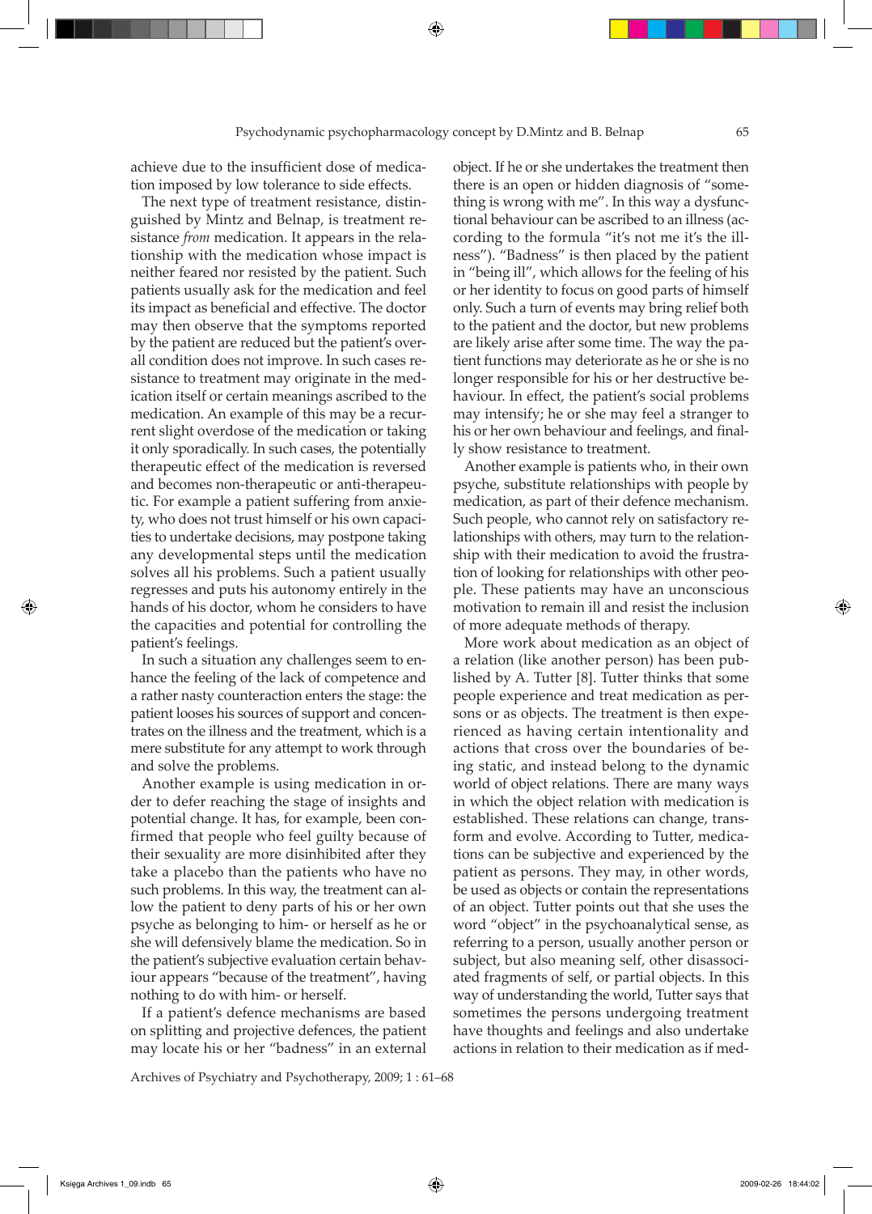achieve due to the insufficient dose of medication imposed by low tolerance to side effects.

The next type of treatment resistance, distinguished by Mintz and Belnap, is treatment resistance *from* medication. It appears in the relationship with the medication whose impact is neither feared nor resisted by the patient. Such patients usually ask for the medication and feel its impact as beneficial and effective. The doctor may then observe that the symptoms reported by the patient are reduced but the patient's overall condition does not improve. In such cases resistance to treatment may originate in the medication itself or certain meanings ascribed to the medication. An example of this may be a recurrent slight overdose of the medication or taking it only sporadically. In such cases, the potentially therapeutic effect of the medication is reversed and becomes non-therapeutic or anti-therapeutic. For example a patient suffering from anxiety, who does not trust himself or his own capacities to undertake decisions, may postpone taking any developmental steps until the medication solves all his problems. Such a patient usually regresses and puts his autonomy entirely in the hands of his doctor, whom he considers to have the capacities and potential for controlling the patient's feelings.

In such a situation any challenges seem to enhance the feeling of the lack of competence and a rather nasty counteraction enters the stage: the patient looses his sources of support and concentrates on the illness and the treatment, which is a mere substitute for any attempt to work through and solve the problems.

Another example is using medication in order to defer reaching the stage of insights and potential change. It has, for example, been confirmed that people who feel guilty because of their sexuality are more disinhibited after they take a placebo than the patients who have no such problems. In this way, the treatment can allow the patient to deny parts of his or her own psyche as belonging to him- or herself as he or she will defensively blame the medication. So in the patient's subjective evaluation certain behaviour appears "because of the treatment", having nothing to do with him- or herself.

If a patient's defence mechanisms are based on splitting and projective defences, the patient may locate his or her "badness" in an external object. If he or she undertakes the treatment then there is an open or hidden diagnosis of "something is wrong with me". In this way a dysfunctional behaviour can be ascribed to an illness (according to the formula "it's not me it's the illness"). "Badness" is then placed by the patient in "being ill", which allows for the feeling of his or her identity to focus on good parts of himself only. Such a turn of events may bring relief both to the patient and the doctor, but new problems are likely arise after some time. The way the patient functions may deteriorate as he or she is no longer responsible for his or her destructive behaviour. In effect, the patient's social problems may intensify; he or she may feel a stranger to his or her own behaviour and feelings, and finally show resistance to treatment.

Another example is patients who, in their own psyche, substitute relationships with people by medication, as part of their defence mechanism. Such people, who cannot rely on satisfactory relationships with others, may turn to the relationship with their medication to avoid the frustration of looking for relationships with other people. These patients may have an unconscious motivation to remain ill and resist the inclusion of more adequate methods of therapy.

More work about medication as an object of a relation (like another person) has been published by A. Tutter [8]. Tutter thinks that some people experience and treat medication as persons or as objects. The treatment is then experienced as having certain intentionality and actions that cross over the boundaries of being static, and instead belong to the dynamic world of object relations. There are many ways in which the object relation with medication is established. These relations can change, transform and evolve. According to Tutter, medications can be subjective and experienced by the patient as persons. They may, in other words, be used as objects or contain the representations of an object. Tutter points out that she uses the word "object" in the psychoanalytical sense, as referring to a person, usually another person or subject, but also meaning self, other disassociated fragments of self, or partial objects. In this way of understanding the world, Tutter says that sometimes the persons undergoing treatment have thoughts and feelings and also undertake actions in relation to their medication as if med-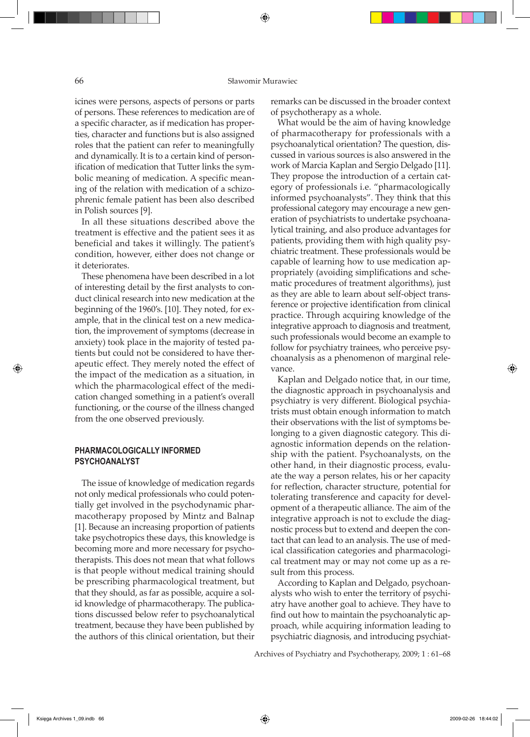icines were persons, aspects of persons or parts of persons. These references to medication are of a specific character, as if medication has properties, character and functions but is also assigned roles that the patient can refer to meaningfully and dynamically. It is to a certain kind of personification of medication that Tutter links the symbolic meaning of medication. A specific meaning of the relation with medication of a schizophrenic female patient has been also described in Polish sources [9].

In all these situations described above the treatment is effective and the patient sees it as beneficial and takes it willingly. The patient's condition, however, either does not change or it deteriorates.

These phenomena have been described in a lot of interesting detail by the first analysts to conduct clinical research into new medication at the beginning of the 1960's. [10]. They noted, for example, that in the clinical test on a new medication, the improvement of symptoms (decrease in anxiety) took place in the majority of tested patients but could not be considered to have therapeutic effect. They merely noted the effect of the impact of the medication as a situation, in which the pharmacological effect of the medication changed something in a patient's overall functioning, or the course of the illness changed from the one observed previously.

## PHARMACOLOGICALLY INFORMED PSYCHOANALYST

The issue of knowledge of medication regards not only medical professionals who could potentially get involved in the psychodynamic pharmacotherapy proposed by Mintz and Balnap [1]. Because an increasing proportion of patients take psychotropics these days, this knowledge is becoming more and more necessary for psychotherapists. This does not mean that what follows is that people without medical training should be prescribing pharmacological treatment, but that they should, as far as possible, acquire a solid knowledge of pharmacotherapy. The publications discussed below refer to psychoanalytical treatment, because they have been published by the authors of this clinical orientation, but their remarks can be discussed in the broader context of psychotherapy as a whole.

What would be the aim of having knowledge of pharmacotherapy for professionals with a psychoanalytical orientation? The question, discussed in various sources is also answered in the work of Marcia Kaplan and Sergio Delgado [11]. They propose the introduction of a certain category of professionals i.e. "pharmacologically informed psychoanalysts". They think that this professional category may encourage a new generation of psychiatrists to undertake psychoanalytical training, and also produce advantages for patients, providing them with high quality psychiatric treatment. These professionals would be capable of learning how to use medication appropriately (avoiding simplifications and schematic procedures of treatment algorithms), just as they are able to learn about self-object transference or projective identification from clinical practice. Through acquiring knowledge of the integrative approach to diagnosis and treatment, such professionals would become an example to follow for psychiatry trainees, who perceive psychoanalysis as a phenomenon of marginal relevance.

Kaplan and Delgado notice that, in our time, the diagnostic approach in psychoanalysis and psychiatry is very different. Biological psychiatrists must obtain enough information to match their observations with the list of symptoms belonging to a given diagnostic category. This diagnostic information depends on the relationship with the patient. Psychoanalysts, on the other hand, in their diagnostic process, evaluate the way a person relates, his or her capacity for reflection, character structure, potential for tolerating transference and capacity for development of a therapeutic alliance. The aim of the integrative approach is not to exclude the diagnostic process but to extend and deepen the contact that can lead to an analysis. The use of medical classification categories and pharmacological treatment may or may not come up as a result from this process.

According to Kaplan and Delgado, psychoanalysts who wish to enter the territory of psychiatry have another goal to achieve. They have to find out how to maintain the psychoanalytic approach, while acquiring information leading to psychiatric diagnosis, and introducing psychiat-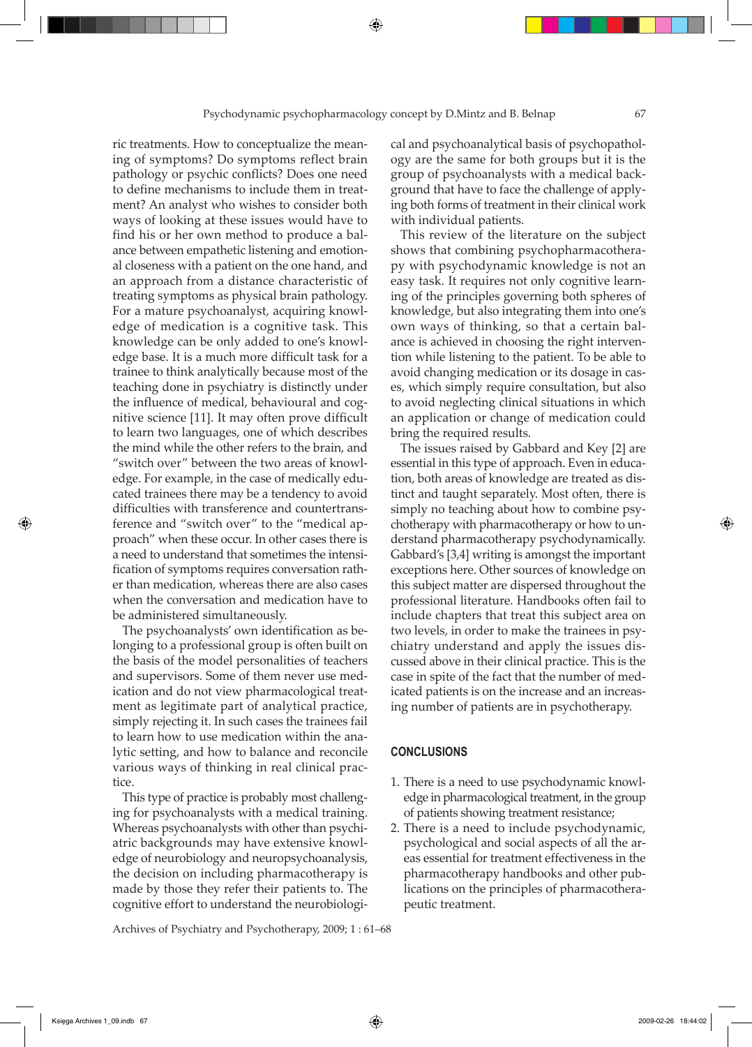ric treatments. How to conceptualize the meaning of symptoms? Do symptoms reflect brain pathology or psychic conflicts? Does one need to define mechanisms to include them in treatment? An analyst who wishes to consider both ways of looking at these issues would have to find his or her own method to produce a balance between empathetic listening and emotional closeness with a patient on the one hand, and an approach from a distance characteristic of treating symptoms as physical brain pathology. For a mature psychoanalyst, acquiring knowledge of medication is a cognitive task. This knowledge can be only added to one's knowledge base. It is a much more difficult task for a trainee to think analytically because most of the teaching done in psychiatry is distinctly under the influence of medical, behavioural and cognitive science [11]. It may often prove difficult to learn two languages, one of which describes the mind while the other refers to the brain, and "switch over" between the two areas of knowledge. For example, in the case of medically educated trainees there may be a tendency to avoid difficulties with transference and countertransference and "switch over" to the "medical approach" when these occur. In other cases there is a need to understand that sometimes the intensification of symptoms requires conversation rather than medication, whereas there are also cases when the conversation and medication have to be administered simultaneously.

The psychoanalysts' own identification as belonging to a professional group is often built on the basis of the model personalities of teachers and supervisors. Some of them never use medication and do not view pharmacological treatment as legitimate part of analytical practice, simply rejecting it. In such cases the trainees fail to learn how to use medication within the analytic setting, and how to balance and reconcile various ways of thinking in real clinical practice.

This type of practice is probably most challenging for psychoanalysts with a medical training. Whereas psychoanalysts with other than psychiatric backgrounds may have extensive knowledge of neurobiology and neuropsychoanalysis, the decision on including pharmacotherapy is made by those they refer their patients to. The cognitive effort to understand the neurobiological and psychoanalytical basis of psychopathology are the same for both groups but it is the group of psychoanalysts with a medical background that have to face the challenge of applying both forms of treatment in their clinical work with individual patients.

This review of the literature on the subject shows that combining psychopharmacotherapy with psychodynamic knowledge is not an easy task. It requires not only cognitive learning of the principles governing both spheres of knowledge, but also integrating them into one's own ways of thinking, so that a certain balance is achieved in choosing the right intervention while listening to the patient. To be able to avoid changing medication or its dosage in cases, which simply require consultation, but also to avoid neglecting clinical situations in which an application or change of medication could bring the required results.

The issues raised by Gabbard and Key [2] are essential in this type of approach. Even in education, both areas of knowledge are treated as distinct and taught separately. Most often, there is simply no teaching about how to combine psychotherapy with pharmacotherapy or how to understand pharmacotherapy psychodynamically. Gabbard's [3,4] writing is amongst the important exceptions here. Other sources of knowledge on this subject matter are dispersed throughout the professional literature. Handbooks often fail to include chapters that treat this subject area on two levels, in order to make the trainees in psychiatry understand and apply the issues discussed above in their clinical practice. This is the case in spite of the fact that the number of medicated patients is on the increase and an increasing number of patients are in psychotherapy.

## CONCLUSIONS

1. There is a need to use psychodynamic knowledge in pharmacological treatment, in the group of patients showing treatment resistance;
2. There is a need to include psychodynamic, psychological and social aspects of all the areas essential for treatment effectiveness in the pharmacotherapy handbooks and other publications on the principles of pharmacotherapeutic treatment.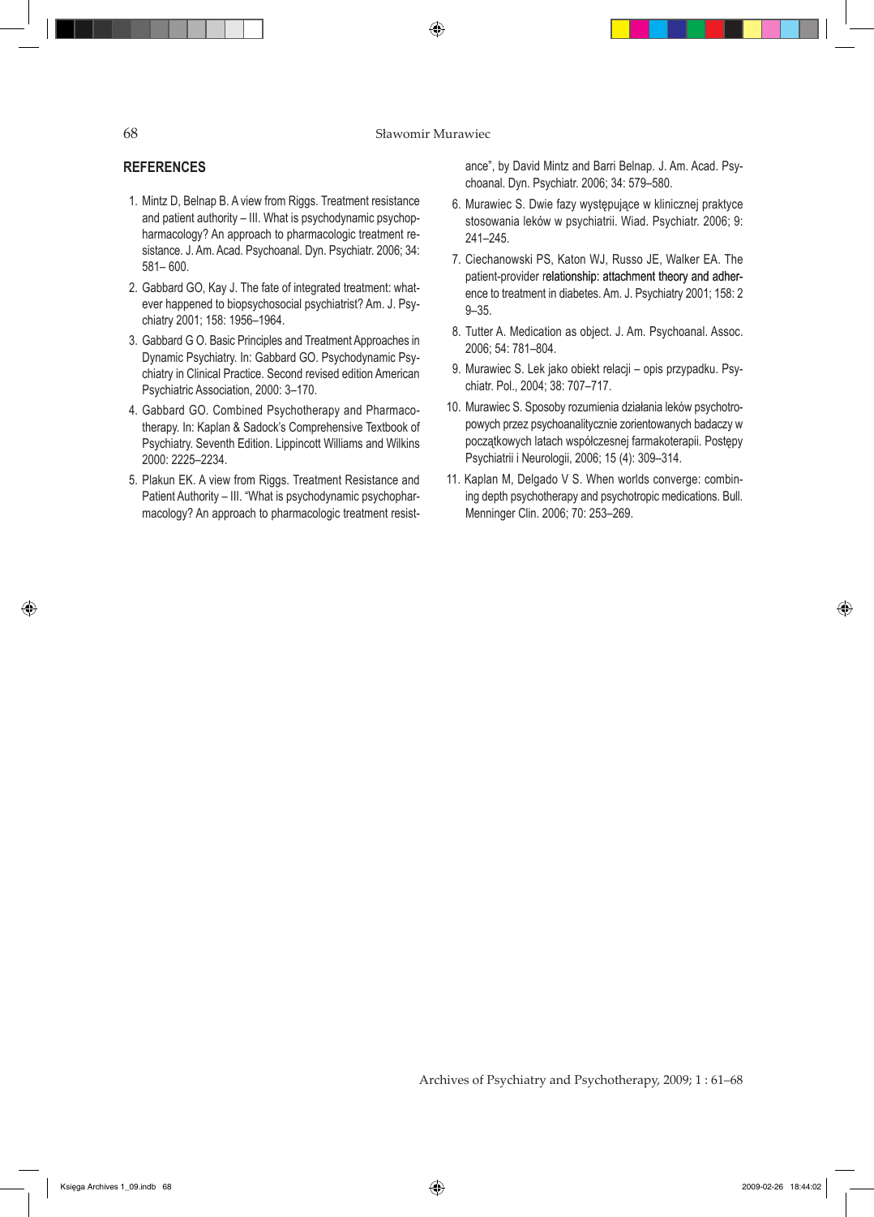## REFERENCES

1. Mintz D, Belnap B. A view from Riggs. Treatment resistance and patient authority – III. What is psychodynamic psychopharmacology? An approach to pharmacologic treatment resistance. J. Am. Acad. Psychoanal. Dyn. Psychiatr. 2006; 34: 581– 600.
2. Gabbard GO, Kay J. The fate of integrated treatment: whatever happened to biopsychosocial psychiatrist? Am. J. Psychiatry 2001; 158: 1956–1964.
3. Gabbard G O. Basic Principles and Treatment Approaches in Dynamic Psychiatry. In: Gabbard GO. Psychodynamic Psychiatry in Clinical Practice. Second revised edition American Psychiatric Association, 2000: 3–170.
4. Gabbard GO. Combined Psychotherapy and Pharmacotherapy. In: Kaplan & Sadock's Comprehensive Textbook of Psychiatry. Seventh Edition. Lippincott Williams and Wilkins 2000: 2225–2234.
5. Plakun EK. A view from Riggs. Treatment Resistance and Patient Authority – III. "What is psychodynamic psychopharmacology? An approach to pharmacologic treatment resistance", by David Mintz and Barri Belnap. J. Am. Acad. Psychoanal. Dyn. Psychiatr. 2006; 34: 579–580.
6. Murawiec S. Dwie fazy występujące w klinicznej praktyce stosowania leków w psychiatrii. Wiad. Psychiatr. 2006; 9: 241–245.
7. Ciechanowski PS, Katon WJ, Russo JE, Walker EA. The patient-provider relationship: attachment theory and adherence to treatment in diabetes. Am. J. Psychiatry 2001; 158: 2 9–35.
8. Tutter A. Medication as object. J. Am. Psychoanal. Assoc. 2006; 54: 781–804.
9. Murawiec S. Lek jako obiekt relacji – opis przypadku. Psychiatr. Pol., 2004; 38: 707–717.
10. Murawiec S. Sposoby rozumienia działania leków psychotropowych przez psychoanalitycznie zorientowanych badaczy w początkowych latach współczesnej farmakoterapii. Postępy Psychiatrii i Neurologii, 2006; 15 (4): 309–314.
11. Kaplan M, Delgado V S. When worlds converge: combining depth psychotherapy and psychotropic medications. Bull. Menninger Clin. 2006; 70: 253–269.